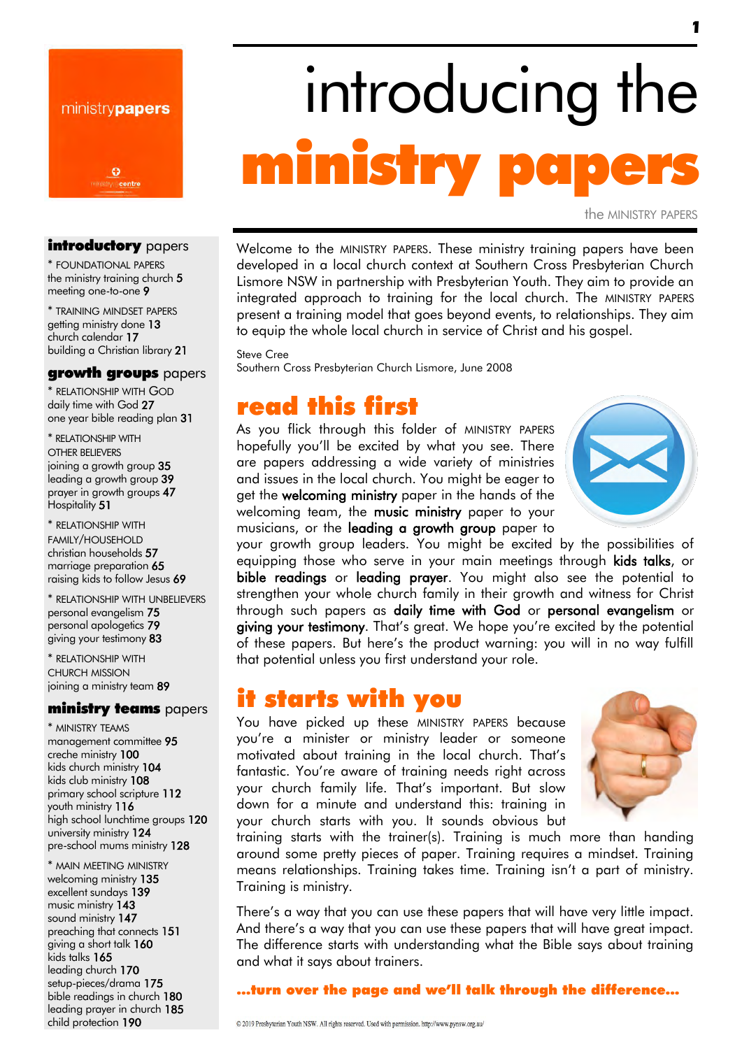# introducing the **ministry papers**

the MINISTRY PAPERS

Welcome to the MINISTRY PAPERS. These ministry training papers have been developed in a local church context at Southern Cross Presbyterian Church Lismore NSW in partnership with Presbyterian Youth. They aim to provide an integrated approach to training for the local church. The MINISTRY PAPERS present a training model that goes beyond events, to relationships. They aim to equip the whole local church in service of Christ and his gospel.

Steve Cree
Southern Cross Presbyterian Church Lismore, June 2008

## read this first

As you flick through this folder of MINISTRY PAPERS hopefully you'll be excited by what you see. There are papers addressing a wide variety of ministries and issues in the local church. You might be eager to get the **welcoming ministry** paper in the hands of the welcoming team, the **music ministry** paper to your musicians, or the **leading a growth group** paper to your growth group leaders. You might be excited by the possibilities of equipping those who serve in your main meetings through **kids talks**, or **bible readings** or **leading prayer**. You might also see the potential to strengthen your whole church family in their growth and witness for Christ through such papers as **daily time with God** or **personal evangelism** or **giving your testimony**. That's great. We hope you're excited by the potential of these papers. But here's the product warning: you will in no way fulfill that potential unless you first understand your role.

## it starts with you

You have picked up these MINISTRY PAPERS because you're a minister or ministry leader or someone motivated about training in the local church. That's fantastic. You're aware of training needs right across your church family life. That's important. But slow down for a minute and understand this: training in your church starts with you. It sounds obvious but training starts with the trainer(s). Training is much more than handing around some pretty pieces of paper. Training requires a mindset. Training means relationships. Training takes time. Training isn't a part of ministry. Training is ministry.

There's a way that you can use these papers that will have very little impact. And there's a way that you can use these papers that will have great impact. The difference starts with understanding what the Bible says about training and what it says about trainers.

**...turn over the page and we'll talk through the difference...**

---

### **introductory** papers

* FOUNDATIONAL PAPERS
the ministry training church **5**
meeting one-to-one **9**

* TRAINING MINDSET PAPERS
getting ministry done **13**
church calendar **17**
building a Christian library **21**

### **growth groups** papers

* RELATIONSHIP WITH GOD
daily time with God **27**
one year bible reading plan **31**

* RELATIONSHIP WITH OTHER BELIEVERS
joining a growth group **35**
leading a growth group **39**
prayer in growth groups **47**
Hospitality **51**

* RELATIONSHIP WITH FAMILY/HOUSEHOLD
christian households **57**
marriage preparation **65**
raising kids to follow Jesus **69**

* RELATIONSHIP WITH UNBELIEVERS
personal evangelism **75**
personal apologetics **79**
giving your testimony **83**

* RELATIONSHIP WITH CHURCH MISSION
joining a ministry team **89**

### **ministry teams** papers

* MINISTRY TEAMS
management committee **95**
creche ministry **100**
kids church ministry **104**
kids club ministry **108**
primary school scripture **112**
youth ministry **116**
high school lunchtime groups **120**
university ministry **124**
pre-school mums ministry **128**

* MAIN MEETING MINISTRY
welcoming ministry **135**
excellent sundays **139**
music ministry **143**
sound ministry **147**
preaching that connects **151**
giving a short talk **160**
kids talks **165**
leading church **170**
setup-pieces/drama **175**
bible readings in church **180**
leading prayer in church **185**
child protection **190**

© 2019 Presbyterian Youth NSW. All rights reserved. Used with permission. http://www.pynsw.org.au/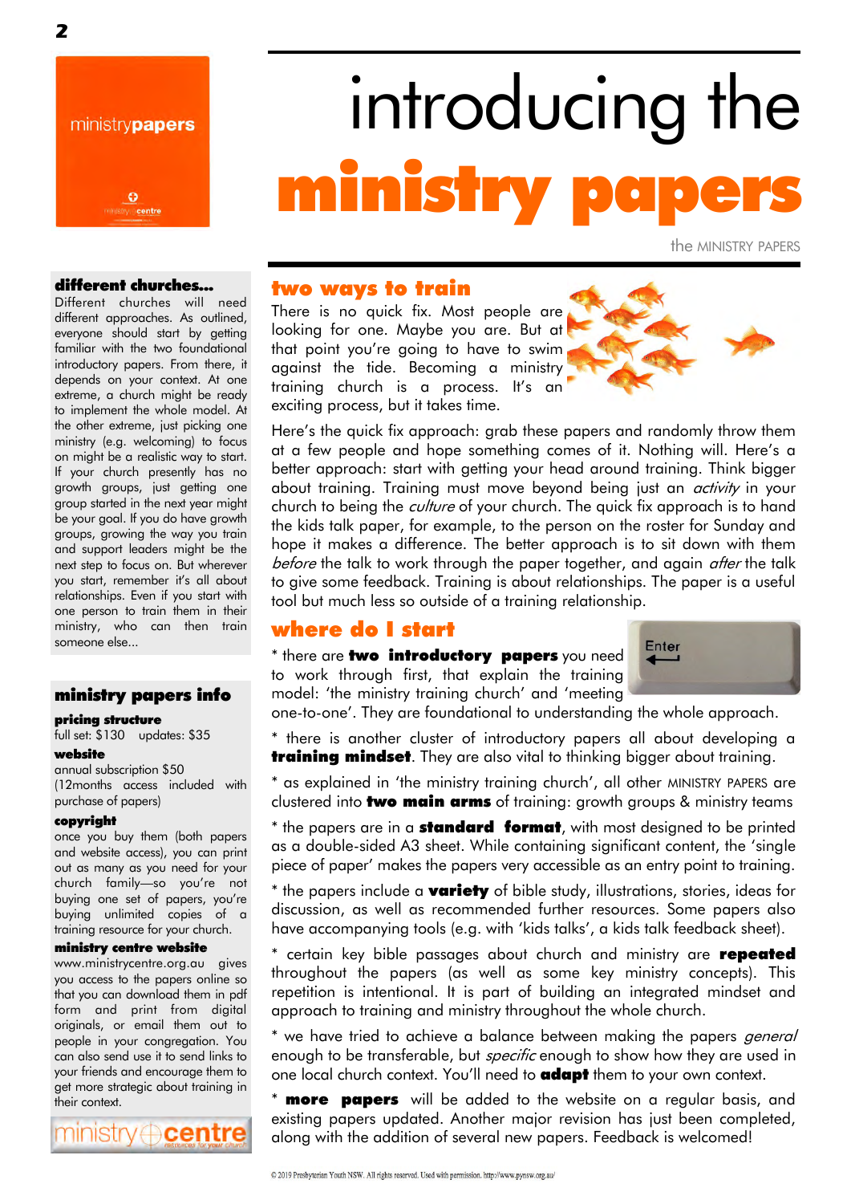# introducing the ministry papers

the MINISTRY PAPERS

## two ways to train

There is no quick fix. Most people are looking for one. Maybe you are. But at that point you're going to have to swim against the tide. Becoming a ministry training church is a process. It's an exciting process, but it takes time.

Here's the quick fix approach: grab these papers and randomly throw them at a few people and hope something comes of it. Nothing will. Here's a better approach: start with getting your head around training. Think bigger about training. Training must move beyond being just an *activity* in your church to being the *culture* of your church. The quick fix approach is to hand the kids talk paper, for example, to the person on the roster for Sunday and hope it makes a difference. The better approach is to sit down with them *before* the talk to work through the paper together, and again *after* the talk to give some feedback. Training is about relationships. The paper is a useful tool but much less so outside of a training relationship.

## where do I start

* there are **two introductory papers** you need to work through first, that explain the training model: 'the ministry training church' and 'meeting one-to-one'. They are foundational to understanding the whole approach.

* there is another cluster of introductory papers all about developing a **training mindset**. They are also vital to thinking bigger about training.

* as explained in 'the ministry training church', all other MINISTRY PAPERS are clustered into **two main arms** of training: growth groups & ministry teams

* the papers are in a **standard format**, with most designed to be printed as a double-sided A3 sheet. While containing significant content, the 'single piece of paper' makes the papers very accessible as an entry point to training.

* the papers include a **variety** of bible study, illustrations, stories, ideas for discussion, as well as recommended further resources. Some papers also have accompanying tools (e.g. with 'kids talks', a kids talk feedback sheet).

* certain key bible passages about church and ministry are **repeated** throughout the papers (as well as some key ministry concepts). This repetition is intentional. It is part of building an integrated mindset and approach to training and ministry throughout the whole church.

* we have tried to achieve a balance between making the papers *general* enough to be transferable, but *specific* enough to show how they are used in one local church context. You'll need to **adapt** them to your own context.

* **more papers** will be added to the website on a regular basis, and existing papers updated. Another major revision has just been completed, along with the addition of several new papers. Feedback is welcomed!

## different churches...

Different churches will need different approaches. As outlined, everyone should start by getting familiar with the two foundational introductory papers. From there, it depends on your context. At one extreme, a church might be ready to implement the whole model. At the other extreme, just picking one ministry (e.g. welcoming) to focus on might be a realistic way to start. If your church presently has no growth groups, just getting one group started in the next year might be your goal. If you do have growth groups, growing the way you train and support leaders might be the next step to focus on. But wherever you start, remember it's all about relationships. Even if you start with one person to train them in their ministry, who can then train someone else...

## ministry papers info

**pricing structure**
full set: $130 updates: $35

**website**
annual subscription $50
(12months access included with purchase of papers)

**copyright**
once you buy them (both papers and website access), you can print out as many as you need for your church family—so you're not buying one set of papers, you're buying unlimited copies of a training resource for your church.

**ministry centre website**
www.ministrycentre.org.au gives you access to the papers online so that you can download them in pdf form and print from digital originals, or email them out to people in your congregation. You can also send use it to send links to your friends and encourage them to get more strategic about training in their context.

ministry centre

© 2019 Presbyterian Youth NSW. All rights reserved. Used with permission. http://www.pynsw.org.au/